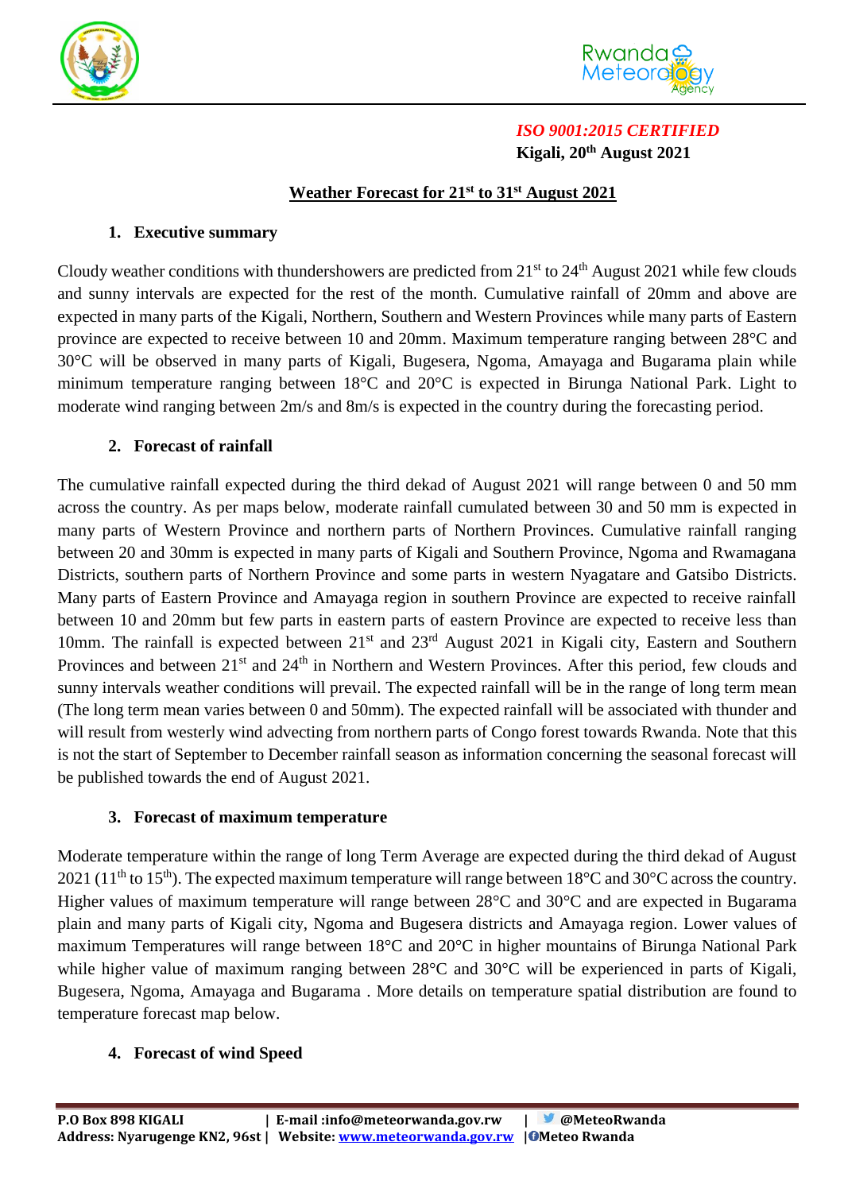*ISO 9001:2015 CERTIFIED*

**Kigali, 20th August 2021**

## Weather Forecast for 21st to 31st August 2021

### 1. Executive summary

Cloudy weather conditions with thundershowers are predicted from 21st to 24th August 2021 while few clouds and sunny intervals are expected for the rest of the month. Cumulative rainfall of 20mm and above are expected in many parts of the Kigali, Northern, Southern and Western Provinces while many parts of Eastern province are expected to receive between 10 and 20mm. Maximum temperature ranging between 28°C and 30°C will be observed in many parts of Kigali, Bugesera, Ngoma, Amayaga and Bugarama plain while minimum temperature ranging between 18°C and 20°C is expected in Birunga National Park. Light to moderate wind ranging between 2m/s and 8m/s is expected in the country during the forecasting period.

### 2. Forecast of rainfall

The cumulative rainfall expected during the third dekad of August 2021 will range between 0 and 50 mm across the country. As per maps below, moderate rainfall cumulated between 30 and 50 mm is expected in many parts of Western Province and northern parts of Northern Provinces. Cumulative rainfall ranging between 20 and 30mm is expected in many parts of Kigali and Southern Province, Ngoma and Rwamagana Districts, southern parts of Northern Province and some parts in western Nyagatare and Gatsibo Districts. Many parts of Eastern Province and Amayaga region in southern Province are expected to receive rainfall between 10 and 20mm but few parts in eastern parts of eastern Province are expected to receive less than 10mm. The rainfall is expected between 21st and 23rd August 2021 in Kigali city, Eastern and Southern Provinces and between 21st and 24th in Northern and Western Provinces. After this period, few clouds and sunny intervals weather conditions will prevail. The expected rainfall will be in the range of long term mean (The long term mean varies between 0 and 50mm). The expected rainfall will be associated with thunder and will result from westerly wind advecting from northern parts of Congo forest towards Rwanda. Note that this is not the start of September to December rainfall season as information concerning the seasonal forecast will be published towards the end of August 2021.

### 3. Forecast of maximum temperature

Moderate temperature within the range of long Term Average are expected during the third dekad of August 2021 (11th to 15th). The expected maximum temperature will range between 18°C and 30°C across the country. Higher values of maximum temperature will range between 28°C and 30°C and are expected in Bugarama plain and many parts of Kigali city, Ngoma and Bugesera districts and Amayaga region. Lower values of maximum Temperatures will range between 18°C and 20°C in higher mountains of Birunga National Park while higher value of maximum ranging between 28°C and 30°C will be experienced in parts of Kigali, Bugesera, Ngoma, Amayaga and Bugarama . More details on temperature spatial distribution are found to temperature forecast map below.

### 4. Forecast of wind Speed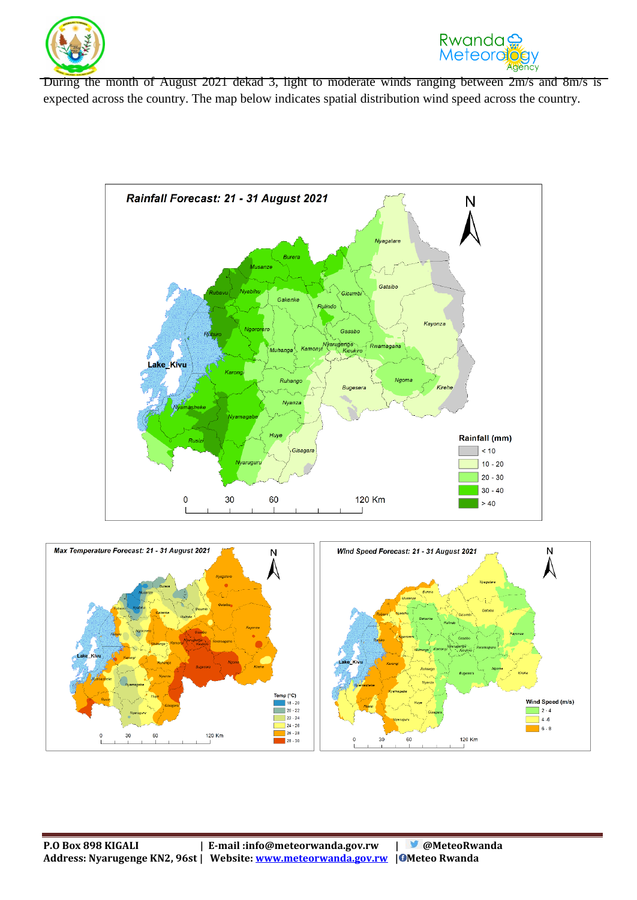During the month of August 2021 dekad 3, light to moderate winds ranging between 2m/s and 8m/s is expected across the country. The map below indicates spatial distribution wind speed across the country.

Rainfall Forecast: 21 - 31 August 2021

Rainfall (mm)
< 10
10 - 20
20 - 30
30 - 40
> 40

0 30 60 120 Km

Max Temperature Forecast: 21 - 31 August 2021

Temp (°C)
18 - 20
20 - 22
22 - 24
24 - 26
26 - 28
28 - 30

Wind Speed Forecast: 21 - 31 August 2021

Wind Speed (m/s)
2 - 4
4 - 6
6 - 8